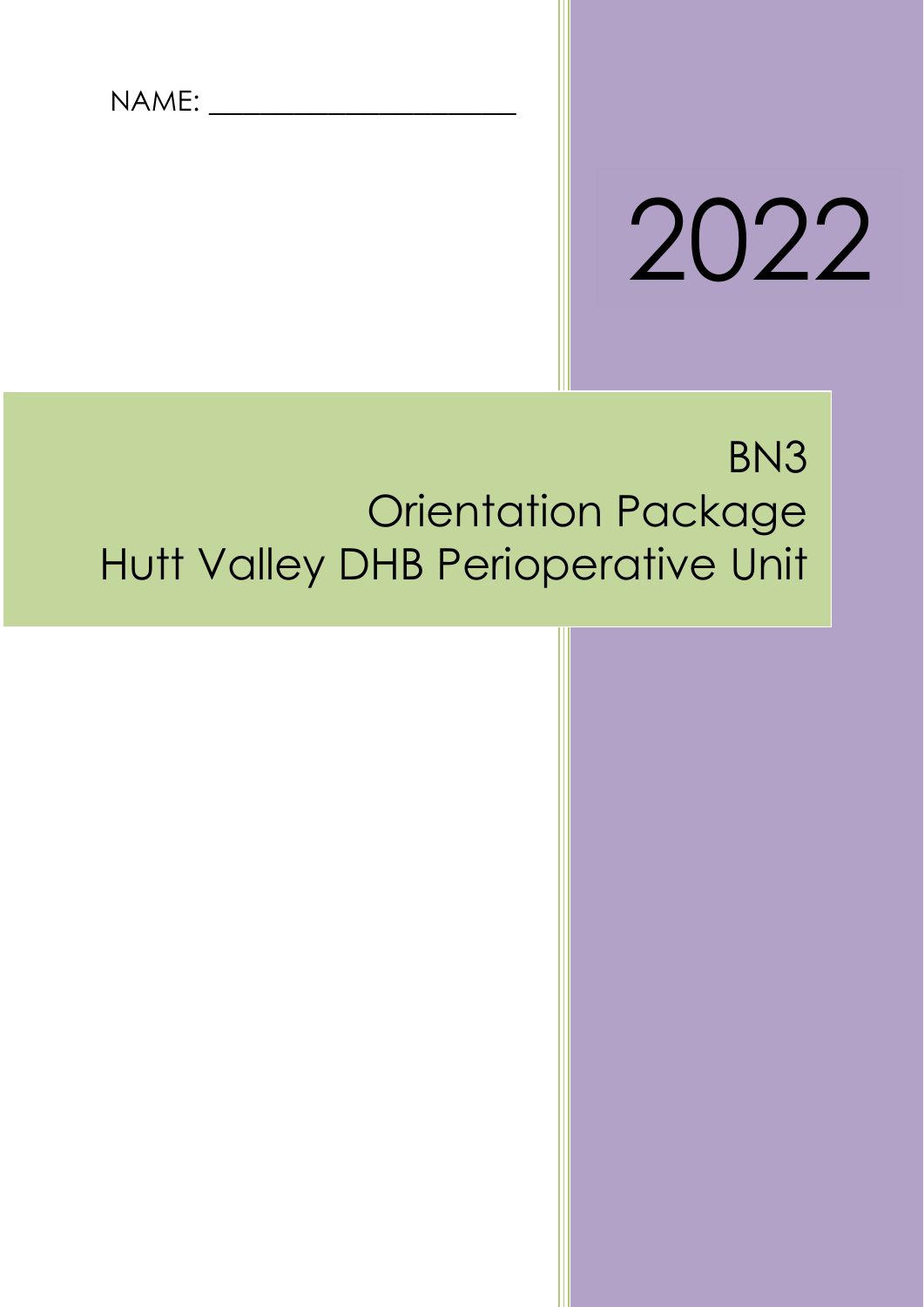NAME: ____________________

# 2022

## BN3
## Orientation Package
## Hutt Valley DHB Perioperative Unit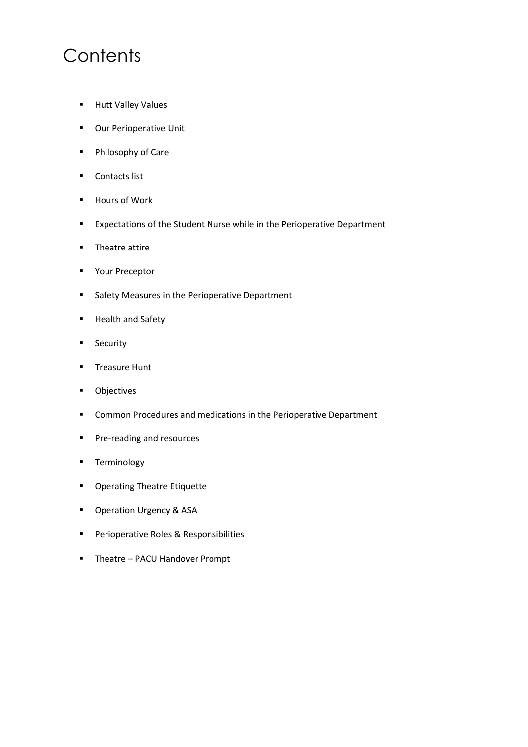# Contents

- Hutt Valley Values
- Our Perioperative Unit
- Philosophy of Care
- Contacts list
- Hours of Work
- Expectations of the Student Nurse while in the Perioperative Department
- Theatre attire
- Your Preceptor
- Safety Measures in the Perioperative Department
- Health and Safety
- Security
- Treasure Hunt
- Objectives
- Common Procedures and medications in the Perioperative Department
- Pre-reading and resources
- Terminology
- Operating Theatre Etiquette
- Operation Urgency & ASA
- Perioperative Roles & Responsibilities
- Theatre – PACU Handover Prompt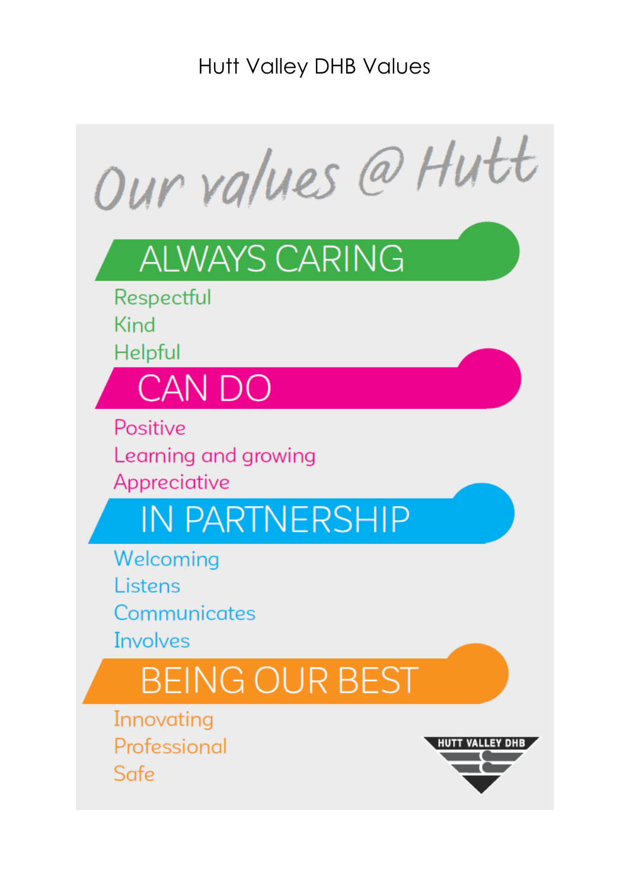# Hutt Valley DHB Values

Our values @ Hutt

## ALWAYS CARING

- Respectful
- Kind
- Helpful

## CAN DO

- Positive
- Learning and growing
- Appreciative

## IN PARTNERSHIP

- Welcoming
- Listens
- Communicates
- Involves

## BEING OUR BEST

- Innovating
- Professional
- Safe

HUTT VALLEY DHB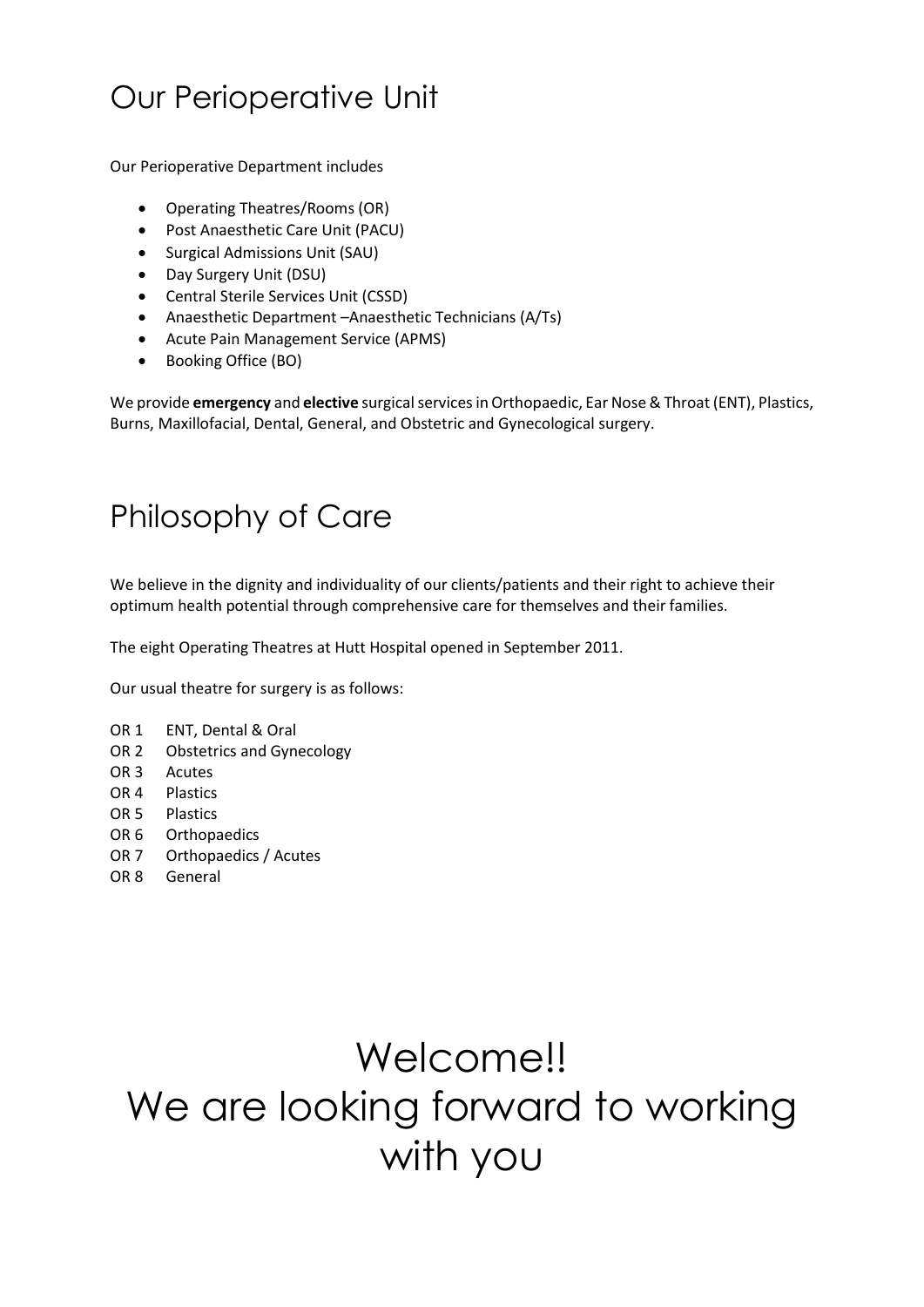# Our Perioperative Unit

Our Perioperative Department includes

- Operating Theatres/Rooms (OR)
- Post Anaesthetic Care Unit (PACU)
- Surgical Admissions Unit (SAU)
- Day Surgery Unit (DSU)
- Central Sterile Services Unit (CSSD)
- Anaesthetic Department –Anaesthetic Technicians (A/Ts)
- Acute Pain Management Service (APMS)
- Booking Office (BO)

We provide **emergency** and **elective** surgical services in Orthopaedic, Ear Nose & Throat (ENT), Plastics, Burns, Maxillofacial, Dental, General, and Obstetric and Gynecological surgery.

# Philosophy of Care

We believe in the dignity and individuality of our clients/patients and their right to achieve their optimum health potential through comprehensive care for themselves and their families.

The eight Operating Theatres at Hutt Hospital opened in September 2011.

Our usual theatre for surgery is as follows:

OR 1 ENT, Dental & Oral
OR 2 Obstetrics and Gynecology
OR 3 Acutes
OR 4 Plastics
OR 5 Plastics
OR 6 Orthopaedics
OR 7 Orthopaedics / Acutes
OR 8 General

# Welcome!! We are looking forward to working with you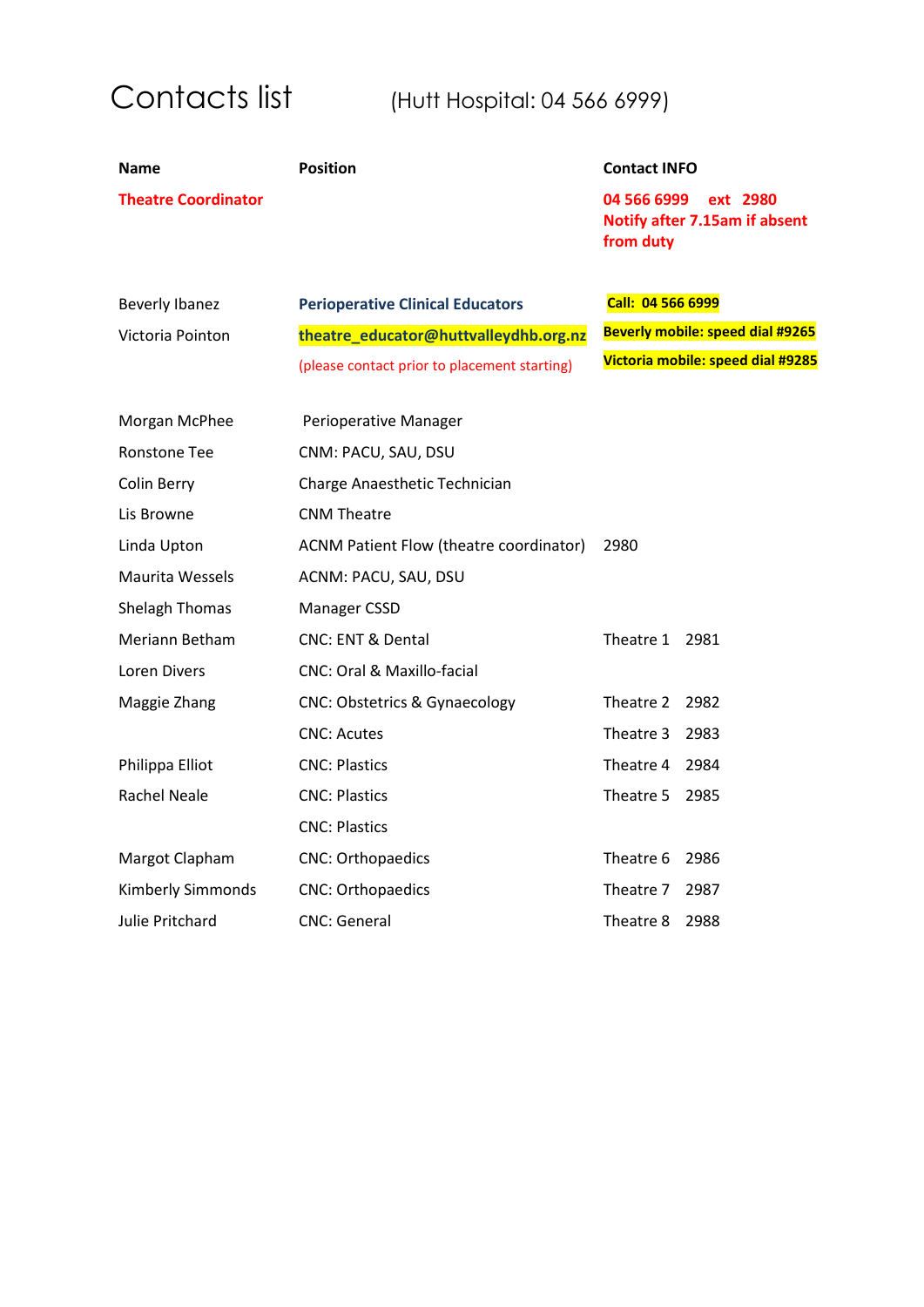# Contacts list (Hutt Hospital: 04 566 6999)

| Name | Position | Contact INFO |
|---|---|---|
| **Theatre Coordinator** | | **04 566 6999 ext 2980** **Notify after 7.15am if absent from duty** |
| Beverly Ibanez | **Perioperative Clinical Educators** | **Call: 04 566 6999** |
| Victoria Pointon | **theatre_educator@huttvalleydhb.org.nz** | **Beverly mobile: speed dial #9265** |
| | (please contact prior to placement starting) | **Victoria mobile: speed dial #9285** |
| Morgan McPhee | Perioperative Manager | |
| Ronstone Tee | CNM: PACU, SAU, DSU | |
| Colin Berry | Charge Anaesthetic Technician | |
| Lis Browne | CNM Theatre | |
| Linda Upton | ACNM Patient Flow (theatre coordinator) | 2980 |
| Maurita Wessels | ACNM: PACU, SAU, DSU | |
| Shelagh Thomas | Manager CSSD | |
| Meriann Betham | CNC: ENT & Dental | Theatre 1 2981 |
| Loren Divers | CNC: Oral & Maxillo-facial | |
| Maggie Zhang | CNC: Obstetrics & Gynaecology | Theatre 2 2982 |
| | CNC: Acutes | Theatre 3 2983 |
| Philippa Elliot | CNC: Plastics | Theatre 4 2984 |
| Rachel Neale | CNC: Plastics | Theatre 5 2985 |
| | CNC: Plastics | |
| Margot Clapham | CNC: Orthopaedics | Theatre 6 2986 |
| Kimberly Simmonds | CNC: Orthopaedics | Theatre 7 2987 |
| Julie Pritchard | CNC: General | Theatre 8 2988 |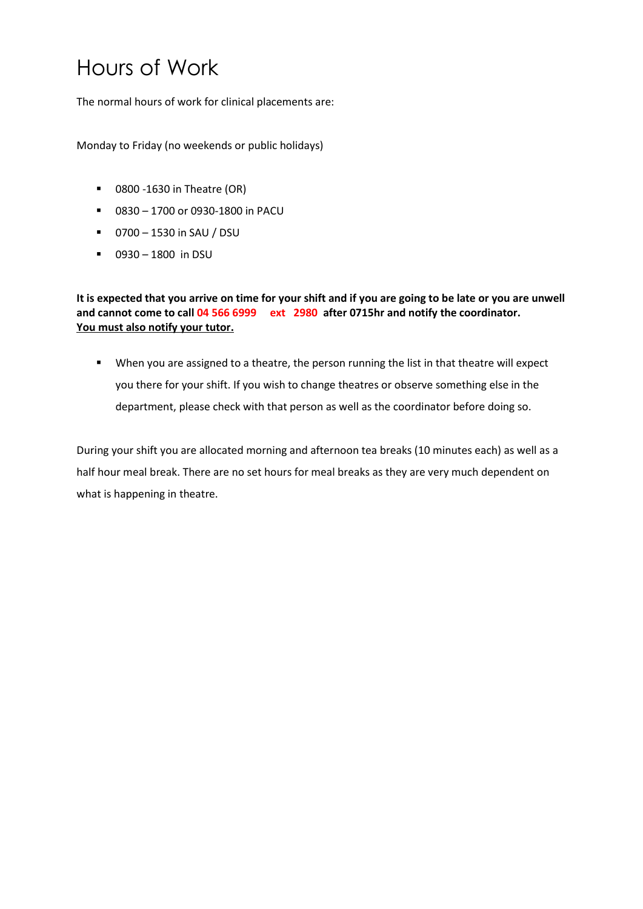# Hours of Work

The normal hours of work for clinical placements are:

Monday to Friday (no weekends or public holidays)

- 0800 -1630 in Theatre (OR)
- 0830 – 1700 or 0930-1800 in PACU
- 0700 – 1530 in SAU / DSU
- 0930 – 1800 in DSU

**It is expected that you arrive on time for your shift and if you are going to be late or you are unwell and cannot come to call 04 566 6999 ext 2980 after 0715hr and notify the coordinator.**
**<u>You must also notify your tutor.</u>**

- When you are assigned to a theatre, the person running the list in that theatre will expect you there for your shift. If you wish to change theatres or observe something else in the department, please check with that person as well as the coordinator before doing so.

During your shift you are allocated morning and afternoon tea breaks (10 minutes each) as well as a half hour meal break. There are no set hours for meal breaks as they are very much dependent on what is happening in theatre.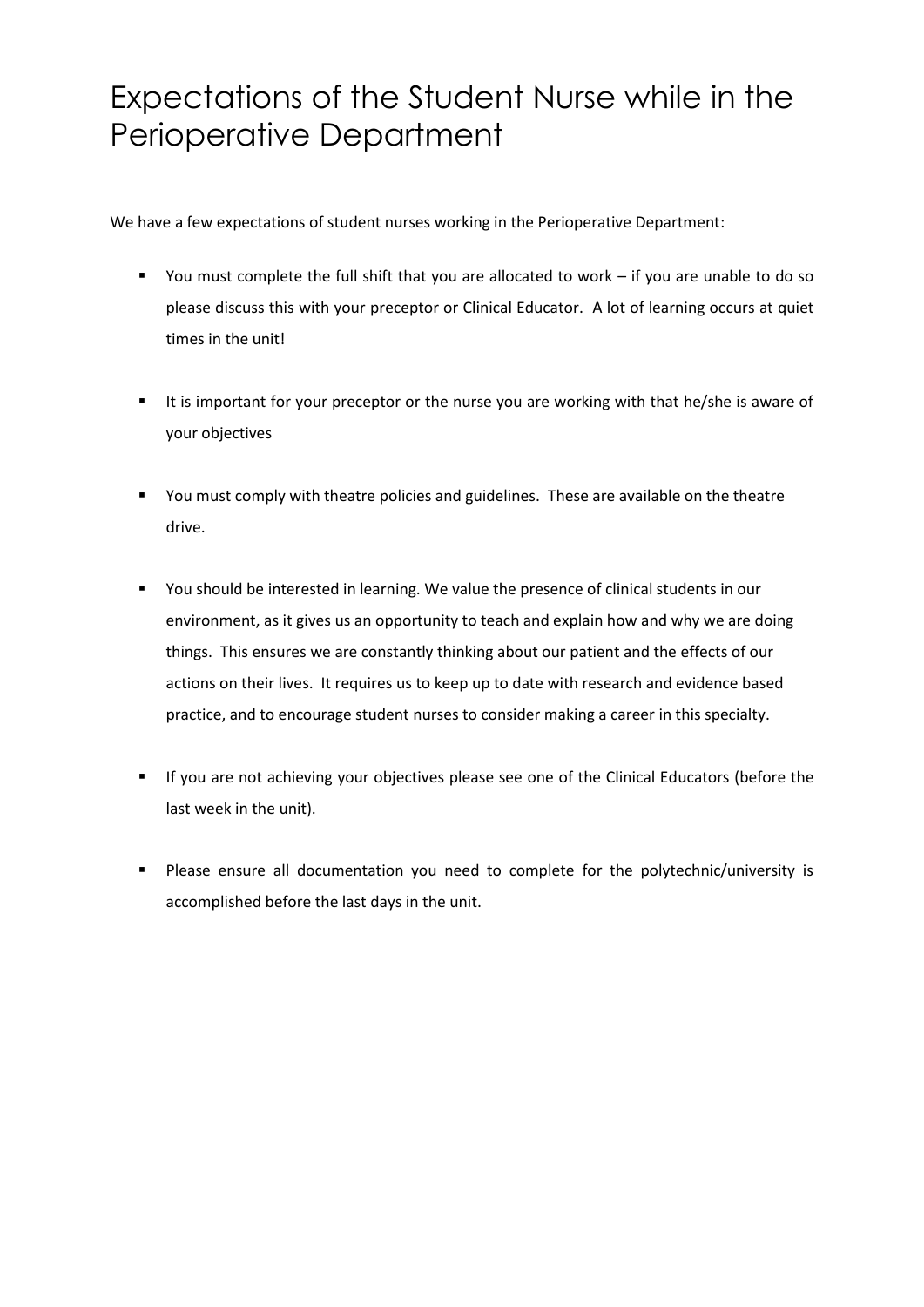# Expectations of the Student Nurse while in the Perioperative Department

We have a few expectations of student nurses working in the Perioperative Department:

- You must complete the full shift that you are allocated to work – if you are unable to do so please discuss this with your preceptor or Clinical Educator. A lot of learning occurs at quiet times in the unit!
- It is important for your preceptor or the nurse you are working with that he/she is aware of your objectives
- You must comply with theatre policies and guidelines. These are available on the theatre drive.
- You should be interested in learning. We value the presence of clinical students in our environment, as it gives us an opportunity to teach and explain how and why we are doing things. This ensures we are constantly thinking about our patient and the effects of our actions on their lives. It requires us to keep up to date with research and evidence based practice, and to encourage student nurses to consider making a career in this specialty.
- If you are not achieving your objectives please see one of the Clinical Educators (before the last week in the unit).
- Please ensure all documentation you need to complete for the polytechnic/university is accomplished before the last days in the unit.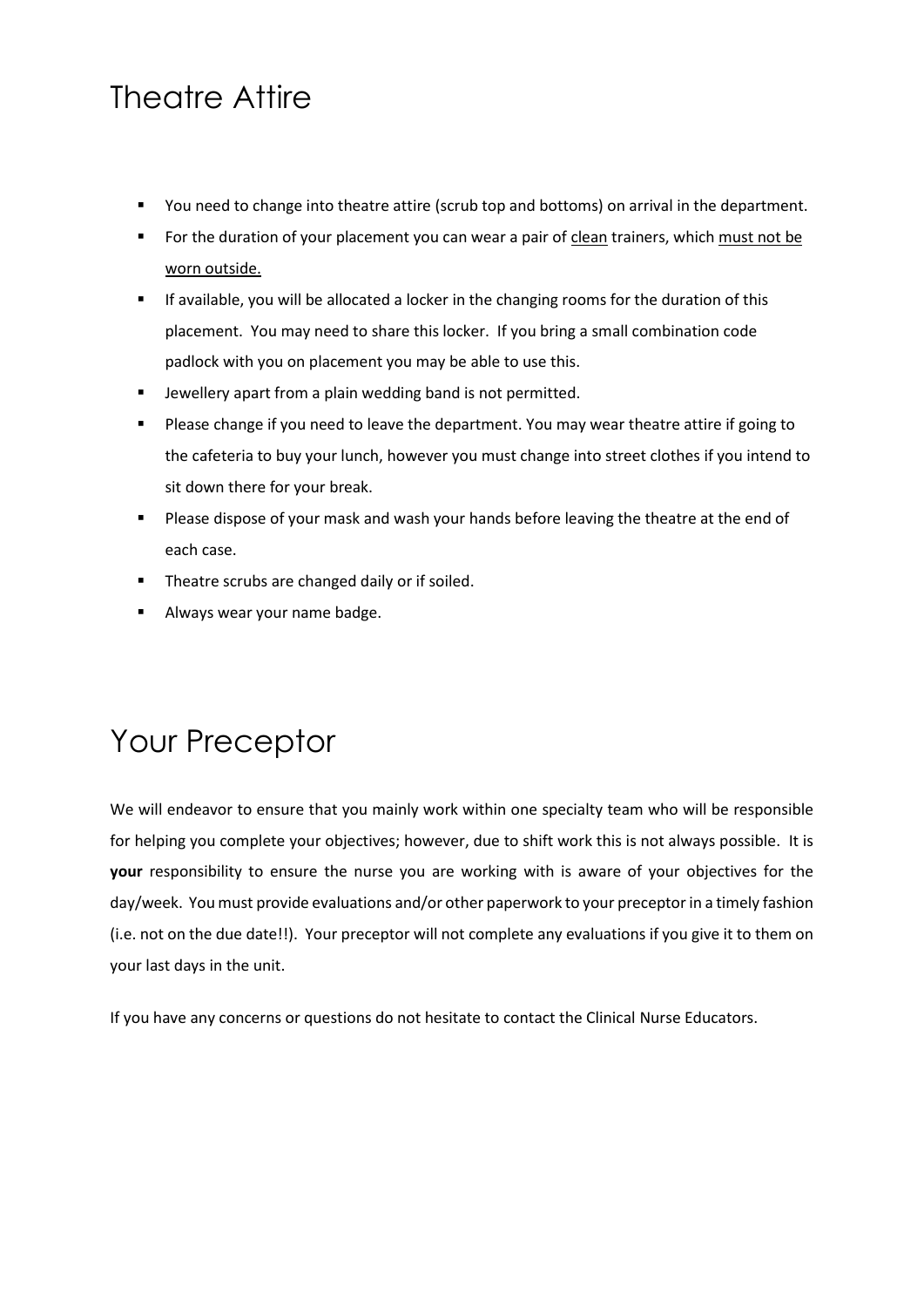# Theatre Attire

- You need to change into theatre attire (scrub top and bottoms) on arrival in the department.
- For the duration of your placement you can wear a pair of <u>clean</u> trainers, which <u>must not be worn outside.</u>
- If available, you will be allocated a locker in the changing rooms for the duration of this placement. You may need to share this locker. If you bring a small combination code padlock with you on placement you may be able to use this.
- Jewellery apart from a plain wedding band is not permitted.
- Please change if you need to leave the department. You may wear theatre attire if going to the cafeteria to buy your lunch, however you must change into street clothes if you intend to sit down there for your break.
- Please dispose of your mask and wash your hands before leaving the theatre at the end of each case.
- Theatre scrubs are changed daily or if soiled.
- Always wear your name badge.

# Your Preceptor

We will endeavor to ensure that you mainly work within one specialty team who will be responsible for helping you complete your objectives; however, due to shift work this is not always possible. It is **your** responsibility to ensure the nurse you are working with is aware of your objectives for the day/week. You must provide evaluations and/or other paperwork to your preceptor in a timely fashion (i.e. not on the due date!!). Your preceptor will not complete any evaluations if you give it to them on your last days in the unit.

If you have any concerns or questions do not hesitate to contact the Clinical Nurse Educators.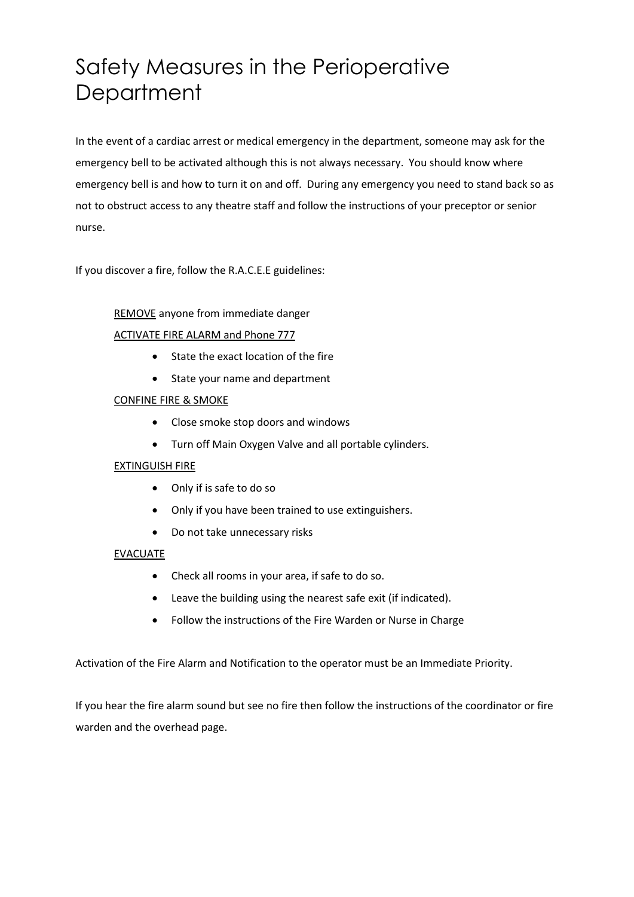# Safety Measures in the Perioperative Department

In the event of a cardiac arrest or medical emergency in the department, someone may ask for the emergency bell to be activated although this is not always necessary. You should know where emergency bell is and how to turn it on and off. During any emergency you need to stand back so as not to obstruct access to any theatre staff and follow the instructions of your preceptor or senior nurse.

If you discover a fire, follow the R.A.C.E.E guidelines:

<u>REMOVE</u> anyone from immediate danger

<u>ACTIVATE FIRE ALARM and Phone 777</u>

- State the exact location of the fire
- State your name and department

<u>CONFINE FIRE & SMOKE</u>

- Close smoke stop doors and windows
- Turn off Main Oxygen Valve and all portable cylinders.

<u>EXTINGUISH FIRE</u>

- Only if is safe to do so
- Only if you have been trained to use extinguishers.
- Do not take unnecessary risks

<u>EVACUATE</u>

- Check all rooms in your area, if safe to do so.
- Leave the building using the nearest safe exit (if indicated).
- Follow the instructions of the Fire Warden or Nurse in Charge

Activation of the Fire Alarm and Notification to the operator must be an Immediate Priority.

If you hear the fire alarm sound but see no fire then follow the instructions of the coordinator or fire warden and the overhead page.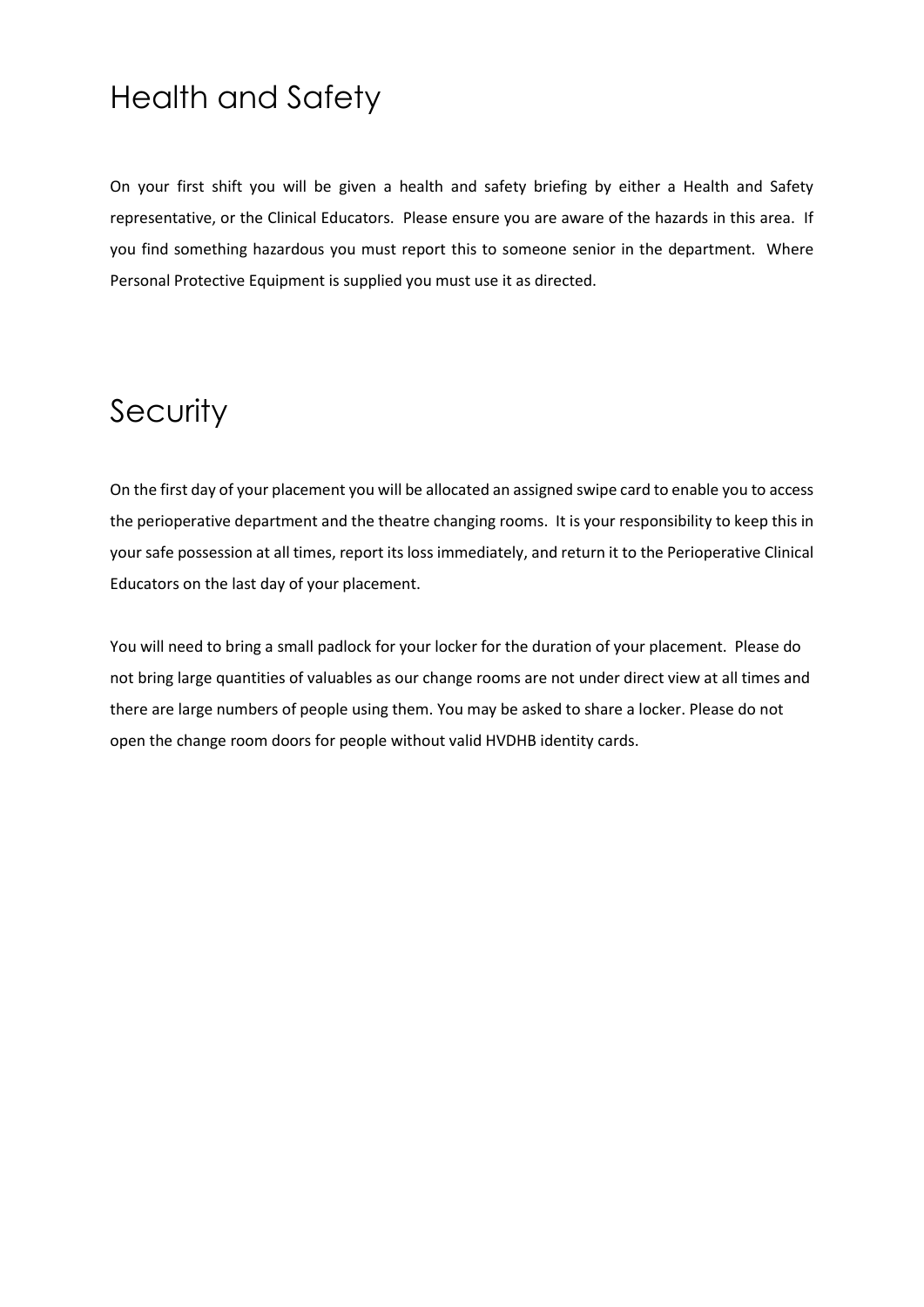# Health and Safety

On your first shift you will be given a health and safety briefing by either a Health and Safety representative, or the Clinical Educators. Please ensure you are aware of the hazards in this area. If you find something hazardous you must report this to someone senior in the department. Where Personal Protective Equipment is supplied you must use it as directed.

# Security

On the first day of your placement you will be allocated an assigned swipe card to enable you to access the perioperative department and the theatre changing rooms. It is your responsibility to keep this in your safe possession at all times, report its loss immediately, and return it to the Perioperative Clinical Educators on the last day of your placement.

You will need to bring a small padlock for your locker for the duration of your placement. Please do not bring large quantities of valuables as our change rooms are not under direct view at all times and there are large numbers of people using them. You may be asked to share a locker. Please do not open the change room doors for people without valid HVDHB identity cards.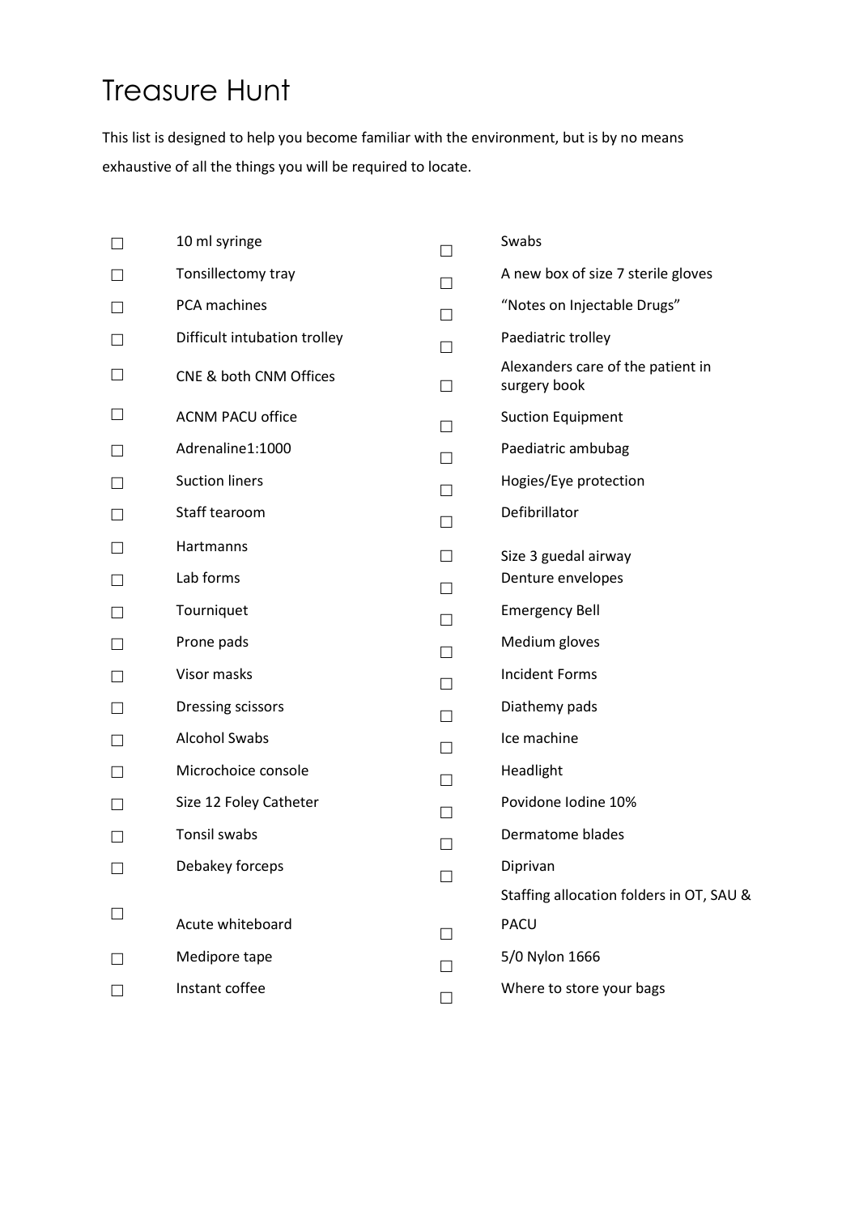# Treasure Hunt

This list is designed to help you become familiar with the environment, but is by no means exhaustive of all the things you will be required to locate.

- ☐ 10 ml syringe
- ☐ Tonsillectomy tray
- ☐ PCA machines
- ☐ Difficult intubation trolley
- ☐ CNE & both CNM Offices
- ☐ ACNM PACU office
- ☐ Adrenaline1:1000
- ☐ Suction liners
- ☐ Staff tearoom
- ☐ Hartmanns
- ☐ Lab forms
- ☐ Tourniquet
- ☐ Prone pads
- ☐ Visor masks
- ☐ Dressing scissors
- ☐ Alcohol Swabs
- ☐ Microchoice console
- ☐ Size 12 Foley Catheter
- ☐ Tonsil swabs
- ☐ Debakey forceps
- ☐ Acute whiteboard
- ☐ Medipore tape
- ☐ Instant coffee
- ☐ Swabs
- ☐ A new box of size 7 sterile gloves
- ☐ "Notes on Injectable Drugs"
- ☐ Paediatric trolley
- ☐ Alexanders care of the patient in surgery book
- ☐ Suction Equipment
- ☐ Paediatric ambubag
- ☐ Hogies/Eye protection
- ☐ Defibrillator
- ☐ Size 3 guedal airway
- ☐ Denture envelopes
- ☐ Emergency Bell
- ☐ Medium gloves
- ☐ Incident Forms
- ☐ Diathemy pads
- ☐ Ice machine
- ☐ Headlight
- ☐ Povidone Iodine 10%
- ☐ Dermatome blades
- ☐ Diprivan
- ☐ Staffing allocation folders in OT, SAU & PACU
- ☐ 5/0 Nylon 1666
- ☐ Where to store your bags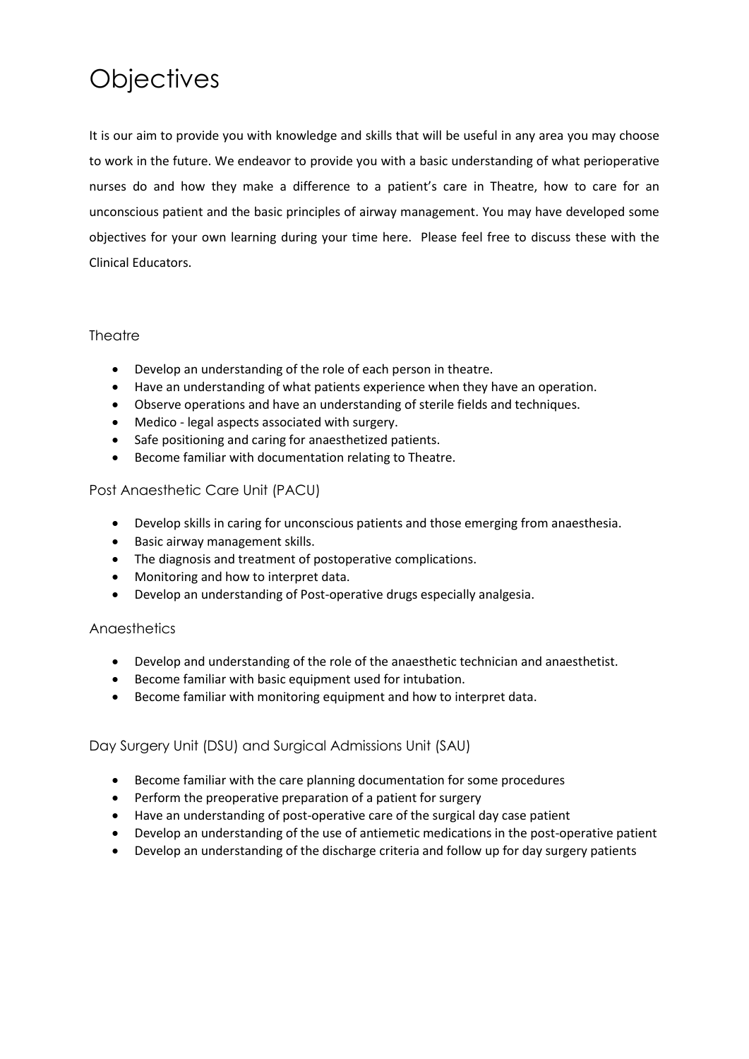# Objectives

It is our aim to provide you with knowledge and skills that will be useful in any area you may choose to work in the future. We endeavor to provide you with a basic understanding of what perioperative nurses do and how they make a difference to a patient's care in Theatre, how to care for an unconscious patient and the basic principles of airway management. You may have developed some objectives for your own learning during your time here. Please feel free to discuss these with the Clinical Educators.

## Theatre

- Develop an understanding of the role of each person in theatre.
- Have an understanding of what patients experience when they have an operation.
- Observe operations and have an understanding of sterile fields and techniques.
- Medico - legal aspects associated with surgery.
- Safe positioning and caring for anaesthetized patients.
- Become familiar with documentation relating to Theatre.

## Post Anaesthetic Care Unit (PACU)

- Develop skills in caring for unconscious patients and those emerging from anaesthesia.
- Basic airway management skills.
- The diagnosis and treatment of postoperative complications.
- Monitoring and how to interpret data.
- Develop an understanding of Post-operative drugs especially analgesia.

## Anaesthetics

- Develop and understanding of the role of the anaesthetic technician and anaesthetist.
- Become familiar with basic equipment used for intubation.
- Become familiar with monitoring equipment and how to interpret data.

## Day Surgery Unit (DSU) and Surgical Admissions Unit (SAU)

- Become familiar with the care planning documentation for some procedures
- Perform the preoperative preparation of a patient for surgery
- Have an understanding of post-operative care of the surgical day case patient
- Develop an understanding of the use of antiemetic medications in the post-operative patient
- Develop an understanding of the discharge criteria and follow up for day surgery patients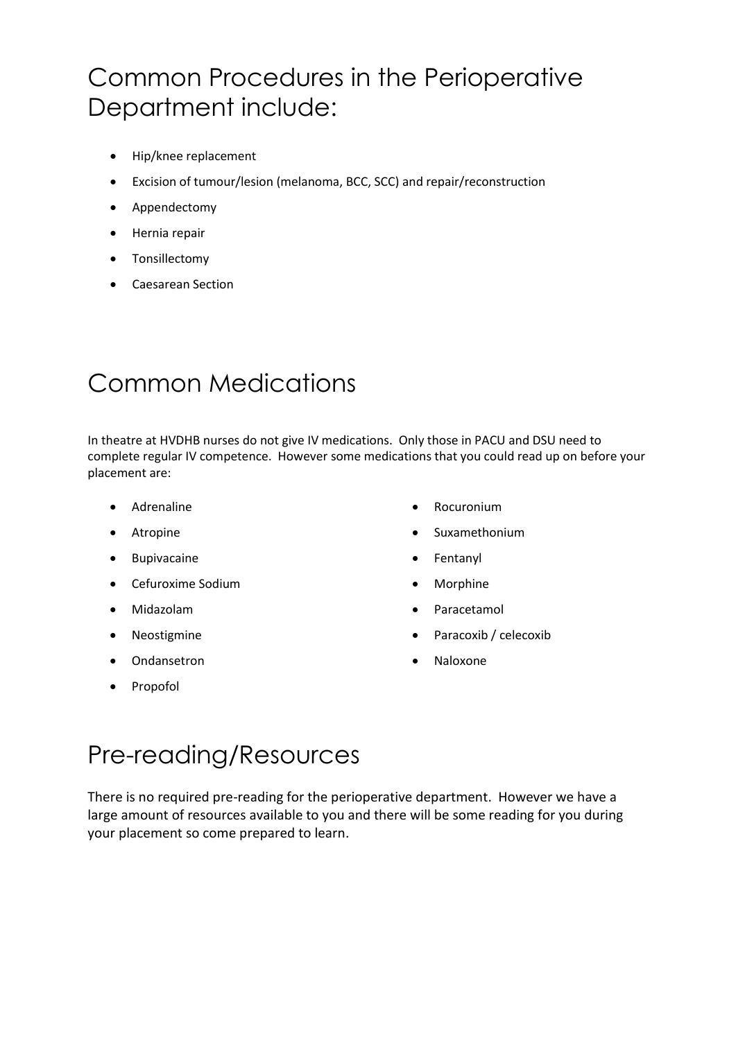# Common Procedures in the Perioperative Department include:

- Hip/knee replacement
- Excision of tumour/lesion (melanoma, BCC, SCC) and repair/reconstruction
- Appendectomy
- Hernia repair
- Tonsillectomy
- Caesarean Section

# Common Medications

In theatre at HVDHB nurses do not give IV medications. Only those in PACU and DSU need to complete regular IV competence. However some medications that you could read up on before your placement are:

- Adrenaline
- Atropine
- Bupivacaine
- Cefuroxime Sodium
- Midazolam
- Neostigmine
- Ondansetron
- Propofol
- Rocuronium
- Suxamethonium
- Fentanyl
- Morphine
- Paracetamol
- Paracoxib / celecoxib
- Naloxone

# Pre-reading/Resources

There is no required pre-reading for the perioperative department. However we have a large amount of resources available to you and there will be some reading for you during your placement so come prepared to learn.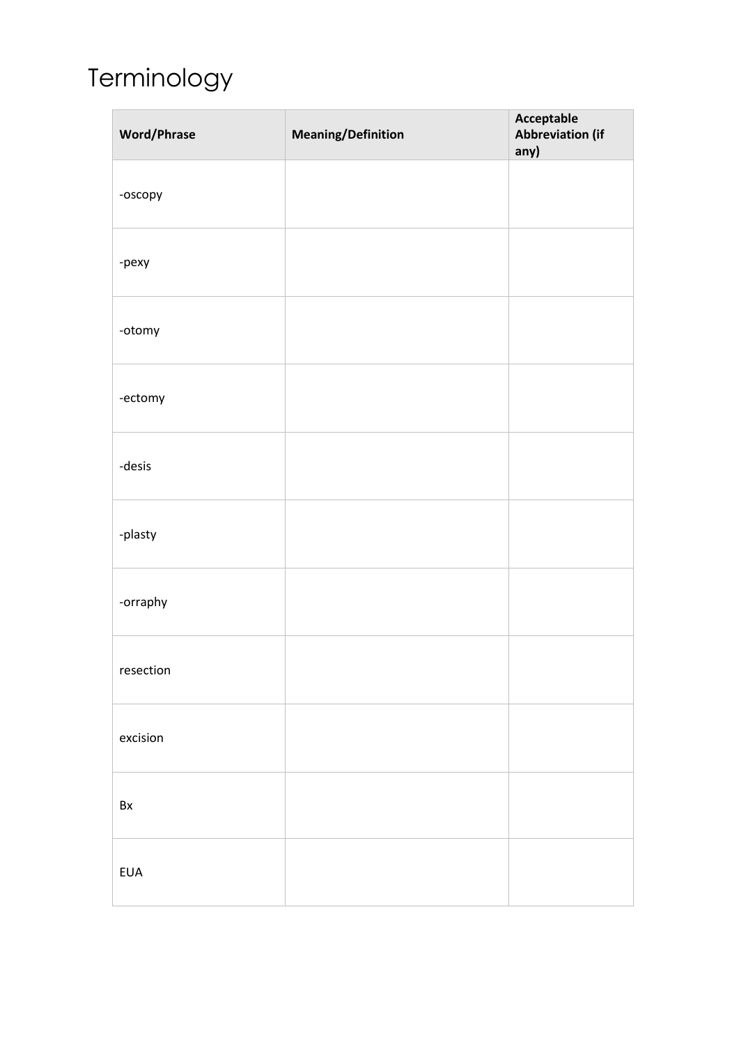# Terminology

| Word/Phrase | Meaning/Definition | Acceptable Abbreviation (if any) |
|---|---|---|
| -oscopy | | |
| -pexy | | |
| -otomy | | |
| -ectomy | | |
| -desis | | |
| -plasty | | |
| -orraphy | | |
| resection | | |
| excision | | |
| Bx | | |
| EUA | | |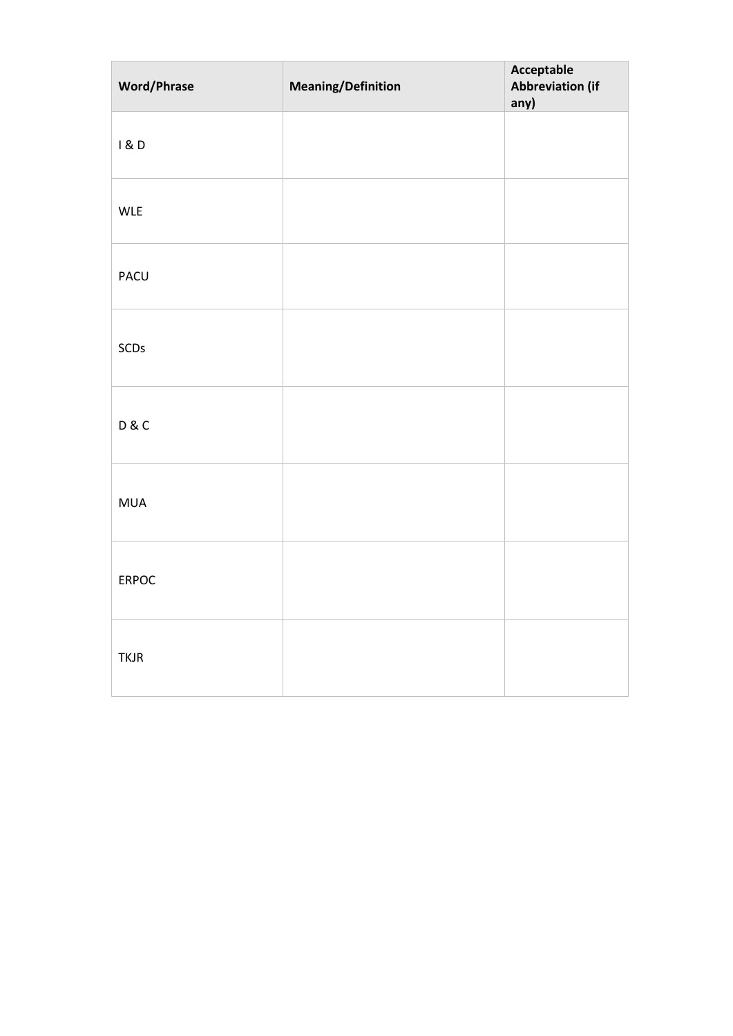| Word/Phrase | Meaning/Definition | Acceptable Abbreviation (if any) |
|---|---|---|
| I & D | | |
| WLE | | |
| PACU | | |
| SCDs | | |
| D & C | | |
| MUA | | |
| ERPOC | | |
| TKJR | | |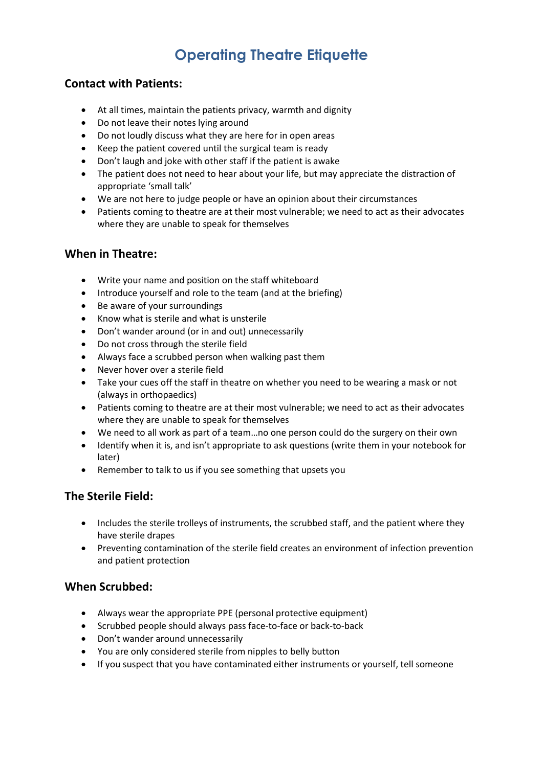# Operating Theatre Etiquette

## Contact with Patients:

- At all times, maintain the patients privacy, warmth and dignity
- Do not leave their notes lying around
- Do not loudly discuss what they are here for in open areas
- Keep the patient covered until the surgical team is ready
- Don't laugh and joke with other staff if the patient is awake
- The patient does not need to hear about your life, but may appreciate the distraction of appropriate 'small talk'
- We are not here to judge people or have an opinion about their circumstances
- Patients coming to theatre are at their most vulnerable; we need to act as their advocates where they are unable to speak for themselves

## When in Theatre:

- Write your name and position on the staff whiteboard
- Introduce yourself and role to the team (and at the briefing)
- Be aware of your surroundings
- Know what is sterile and what is unsterile
- Don't wander around (or in and out) unnecessarily
- Do not cross through the sterile field
- Always face a scrubbed person when walking past them
- Never hover over a sterile field
- Take your cues off the staff in theatre on whether you need to be wearing a mask or not (always in orthopaedics)
- Patients coming to theatre are at their most vulnerable; we need to act as their advocates where they are unable to speak for themselves
- We need to all work as part of a team…no one person could do the surgery on their own
- Identify when it is, and isn't appropriate to ask questions (write them in your notebook for later)
- Remember to talk to us if you see something that upsets you

## The Sterile Field:

- Includes the sterile trolleys of instruments, the scrubbed staff, and the patient where they have sterile drapes
- Preventing contamination of the sterile field creates an environment of infection prevention and patient protection

## When Scrubbed:

- Always wear the appropriate PPE (personal protective equipment)
- Scrubbed people should always pass face-to-face or back-to-back
- Don't wander around unnecessarily
- You are only considered sterile from nipples to belly button
- If you suspect that you have contaminated either instruments or yourself, tell someone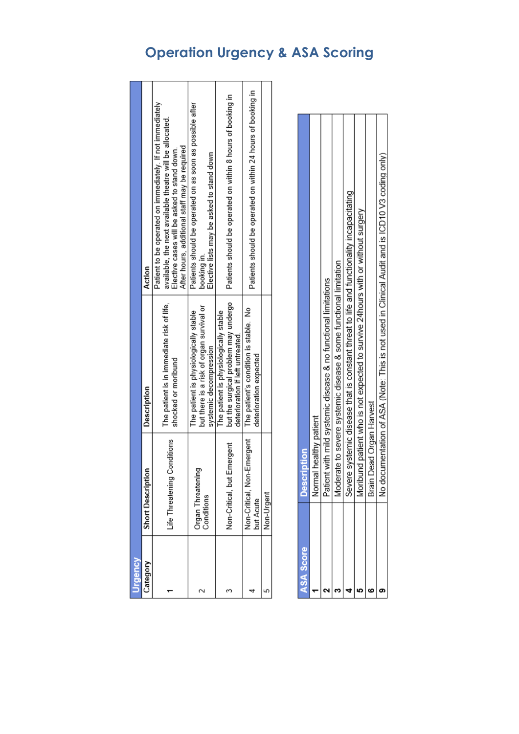# Operation Urgency & ASA Scoring

| Urgency | | | |
|---|---|---|---|
| Category | Short Description | Description | Action |
| 1 | Life Threatening Conditions | The patient is in immediate risk of life, shocked or moribund | Patient to be operated on immediately. If not immediately available, the next available theatre will be allocated. Elective cases will be asked to stand down. After hours, additional staff may be required |
| 2 | Organ Threatening Conditions | The patient is physiologically stable but there is a risk of organ survival or systemic decompression | Patients should be operated on as soon as possible after booking in. Elective lists may be asked to stand down |
| 3 | Non-Critical, but Emergent | The patient is physiologically stable but the surgical problem may undergo deterioration if left untreated | Patients should be operated on within 8 hours of booking in |
| 4 | Non-Critical, Non-Emergent but Acute | The patient's condition is stable. No deterioration expected | Patients should be operated on within 24 hours of booking in |
| 5 | Non-Urgent | | |

| ASA Score | Description |
|---|---|
| 1 | Normal healthy patient |
| 2 | Patient with mild systemic disease & no functional limitations |
| 3 | Moderate to severe systemic disease & some functional limitation |
| 4 | Severe systemic disease that is constant threat to life and functionality incapacitating |
| 5 | Moribund patient who is not expected to survive 24hours with or without surgery |
| 6 | Brain Dead Organ Harvest |
| 9 | No documentation of ASA (Note: This is not used in Clinical Audit and is ICD10 V3 coding only) |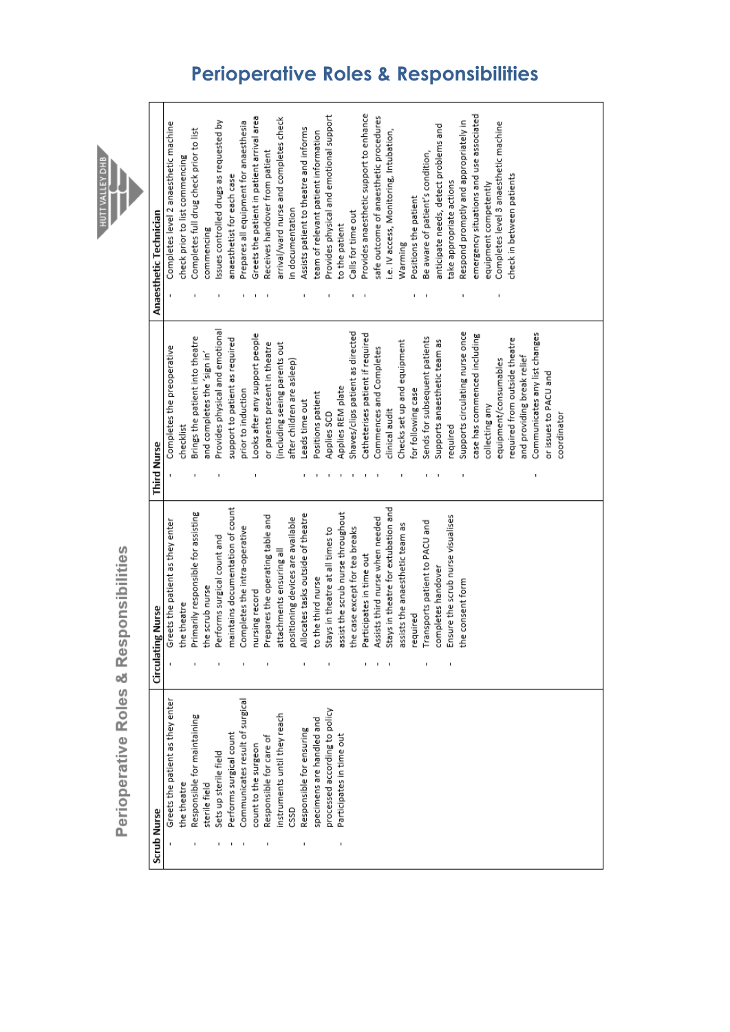# Perioperative Roles & Responsibilities

| Scrub Nurse | Circulating Nurse | Third Nurse | Anaesthetic Technician |
|---|---|---|---|
| - Greets the patient as they enter the theatre<br>- Responsible for maintaining sterile field<br>- Sets up sterile field<br>- Performs surgical count<br>- Communicates result of surgical count to the surgeon<br>- Responsible for care of instruments until they reach CSSD<br>- Responsible for ensuring specimens are handled and processed according to policy<br>- Participates in time out | - Greets the patient as they enter the theatre<br>- Primarily responsible for assisting the scrub nurse<br>- Performs surgical count and maintains documentation of count<br>- Completes the intra-operative nursing record<br>- Prepares the operating table and attachments ensuring all positioning devices are available<br>- Allocates tasks outside of theatre to the third nurse<br>- Stays in theatre at all times to assist the scrub nurse throughout the case except for tea breaks<br>- Participates in time out<br>- Assists third nurse when needed<br>- Stays in theatre for extubation and assists the anaesthetic team as required<br>- Transports patient to PACU and completes handover<br>- Ensure the scrub nurse visualises the consent form | - Completes the preoperative checklist<br>- Brings the patient into theatre and completes the 'sign in'<br>- Provides physical and emotional support to patient as required prior to induction<br>- Looks after any support people or parents present in theatre (including seeing parents out after children are asleep)<br>- Leads time out<br>- Positions patient<br>- Applies SCD<br>- Applies REM plate<br>- Shaves/clips patient as directed<br>- Catheterises patient if required<br>- Commences and Completes clinical audit<br>- Checks set up and equipment for following case<br>- Sends for subsequent patients<br>- Supports anaesthetic team as required<br>- Supports circulating nurse once case has commenced including collecting any equipment/consumables required from outside theatre and providing break relief<br>- Communicates any list changes or issues to PACU and coordinator | - Completes level 2 anaesthetic machine check prior to list commencing<br>- Completes full drug check prior to list commencing<br>- Issues controlled drugs as requested by anaesthetist for each case<br>- Prepares all equipment for anaesthesia<br>- Greets the patient in patient arrival area<br>- Receives handover from patient arrival/ward nurse and completes check in documentation<br>- Assists patient to theatre and informs team of relevant patient information<br>- Provides physical and emotional support to the patient<br>- Calls for time out<br>- Provides anaesthetic support to enhance safe outcome of anaesthetic procedures i.e. IV access, Monitoring, Intubation, Warming<br>- Positions the patient<br>- Be aware of patient's condition, anticipate needs, detect problems and take appropriate actions<br>- Respond promptly and appropriately in emergency situations and use associated equipment competently<br>- Completes level 3 anaesthetic machine check in between patients |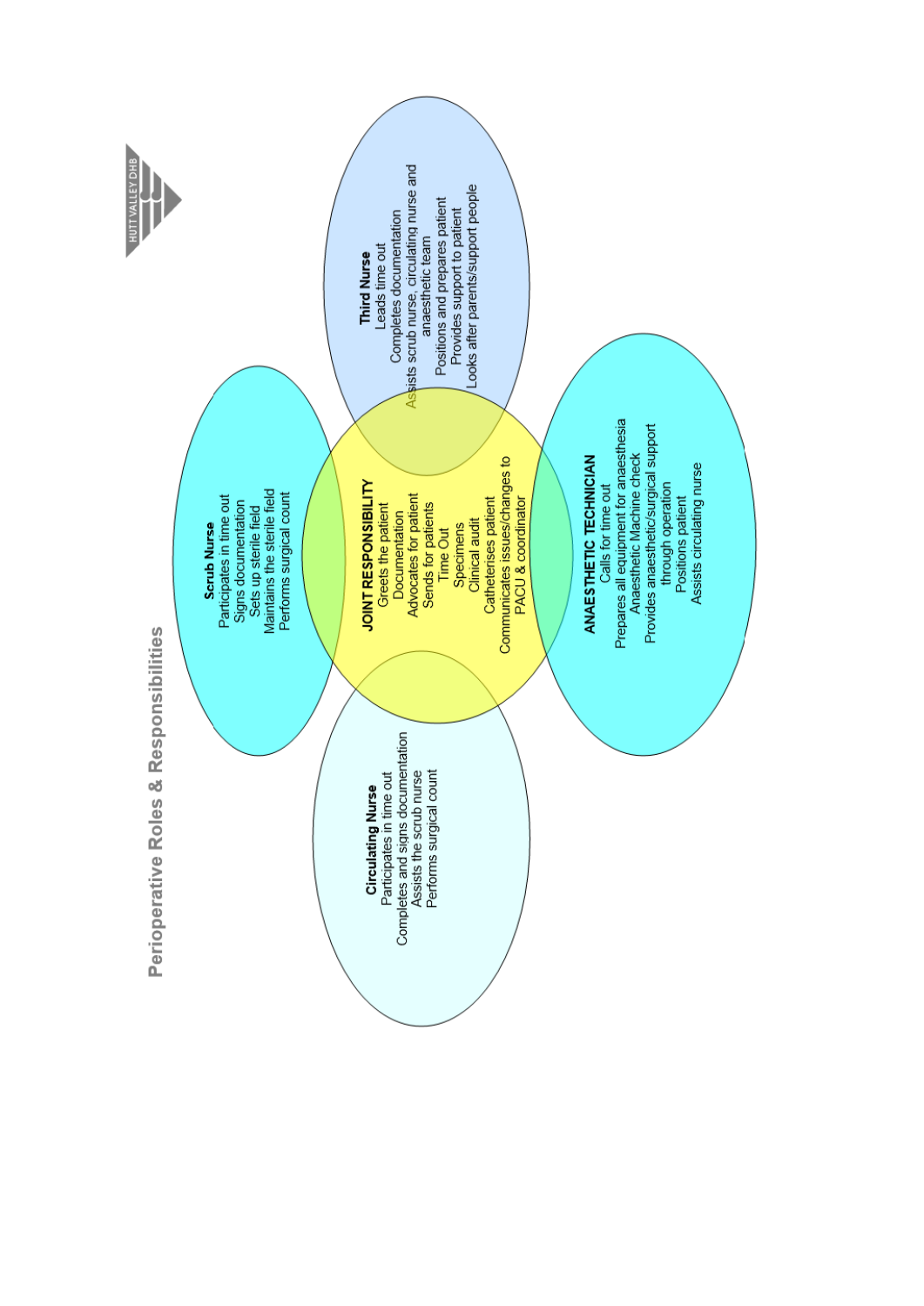# Perioperative Roles & Responsibilities

HUTT VALLEY DHB

**Scrub Nurse**
Participates in time out
Signs documentation
Sets up sterile field
Maintains the sterile field
Performs surgical count

**Third Nurse**
Leads time out
Completes documentation
Assists scrub nurse, circulating nurse and anaesthetic team
Positions and prepares patient
Provides support to patient
Looks after parents/support people

**JOINT RESPONSIBILITY**
Greets the patient
Documentation
Advocates for patient
Sends for patients
Time Out
Specimens
Clinical audit
Catheterises patient
Communicates issues/changes to PACU & coordinator

**Circulating Nurse**
Participates in time out
Completes and signs documentation
Assists the scrub nurse
Performs surgical count

**ANAESTHETIC TECHNICIAN**
Calls for time out
Prepares all equipment for anaesthesia
Anaesthetic Machine check
Provides anaesthetic/surgical support through operation
Positions patient
Assists circulating nurse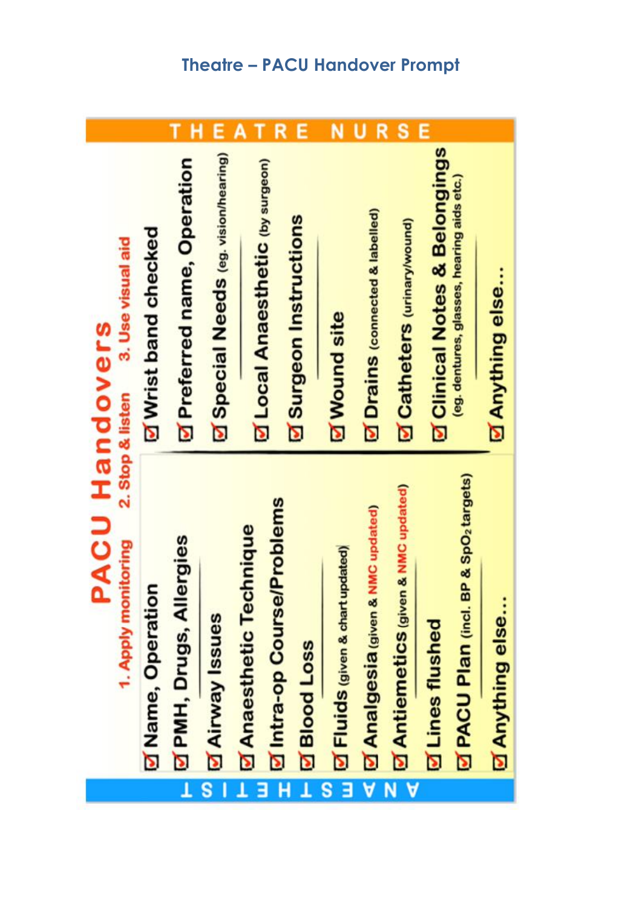# Theatre – PACU Handover Prompt

## PACU Handovers

1. Apply monitoring 2. Stop & listen 3. Use visual aid

**ANAESTHETIST**

- ☑ Name, Operation
- ☑ PMH, Drugs, Allergies
- ☑ Airway Issues
- ☑ Anaesthetic Technique
- ☑ Intra-op Course/Problems
- ☑ Blood Loss
- ☑ Fluids (given & chart updated)
- ☑ Analgesia (given & NMC updated)
- ☑ Antiemetics (given & NMC updated)
- ☑ Lines flushed
- ☑ PACU Plan (incl. BP & $SpO_2$ targets)
- ☑ Anything else…

**THEATRE NURSE**

- ☑ Wrist band checked
- ☑ Preferred name, Operation
- ☑ Special Needs (eg. vision/hearing)
- ☑ Local Anaesthetic (by surgeon)
- ☑ Surgeon Instructions
- ☑ Wound site
- ☑ Drains (connected & labelled)
- ☑ Catheters (urinary/wound)
- ☑ Clinical Notes & Belongings (eg. dentures, glasses, hearing aids etc.)
- ☑ Anything else…